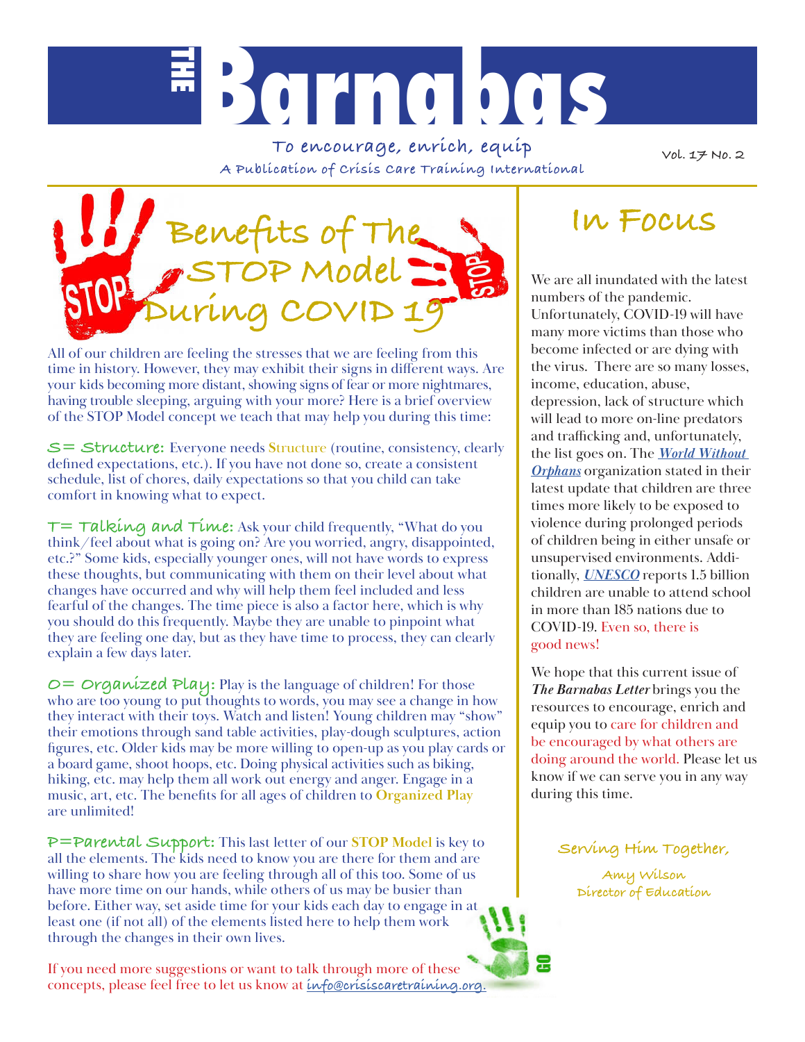# THE Barnabas

**To encourage, enrich, equip**

A Publication of Crisis Care Training International

Vol. 17 No. 2

## Benefits of The STOP Model During COVID 19

All of our children are feeling the stresses that we are feeling from this time in history. However, they may exhibit their signs in different ways. Are your kids becoming more distant, showing signs of fear or more nightmares, having trouble sleeping, arguing with your more? Here is a brief overview of the STOP Model concept we teach that may help you during this time:

**S= Structure:** Everyone needs **Structure** (routine, consistency, clearly defined expectations, etc.). If you have not done so, create a consistent schedule, list of chores, daily expectations so that you child can take comfort in knowing what to expect.

**T= Talking and Time:** Ask your child frequently, "What do you think/feel about what is going on? Are you worried, angry, disappointed, etc.?" Some kids, especially younger ones, will not have words to express these thoughts, but communicating with them on their level about what changes have occurred and why will help them feel included and less fearful of the changes. The time piece is also a factor here, which is why you should do this frequently. Maybe they are unable to pinpoint what they are feeling one day, but as they have time to process, they can clearly explain a few days later.

**O= Organized Play:** Play is the language of children! For those who are too young to put thoughts to words, you may see a change in how they interact with their toys. Watch and listen! Young children may "show" their emotions through sand table activities, play-dough sculptures, action figures, etc. Older kids may be more willing to open-up as you play cards or a board game, shoot hoops, etc. Doing physical activities such as biking, hiking, etc. may help them all work out energy and anger. Engage in a music, art, etc. The benefits for all ages of children to **Organized Play** are unlimited!

**P=Parental Support:** This last letter of our **STOP Model** is key to all the elements. The kids need to know you are there for them and are willing to share how you are feeling through all of this too. Some of us have more time on our hands, while others of us may be busier than before. Either way, set aside time for your kids each day to engage in at least one (if not all) of the elements listed here to help them work through the changes in their own lives.

If you need more suggestions or want to talk through more of these concepts, please feel free to let us know at info@crisiscaretraining.org.

## In Focus

We are all inundated with the latest numbers of the pandemic. Unfortunately, COVID-19 will have many more victims than those who become infected or are dying with the virus. There are so many losses, income, education, abuse, depression, lack of structure which will lead to more on-line predators and trafficking and, unfortunately, the list goes on. The ***World Without Orphans*** organization stated in their latest update that children are three times more likely to be exposed to violence during prolonged periods of children being in either unsafe or unsupervised environments. Additionally, ***UNESCO*** reports 1.5 billion children are unable to attend school in more than 185 nations due to COVID-19. Even so, there is good news!

We hope that this current issue of ***The Barnabas Letter*** brings you the resources to encourage, enrich and equip you to care for children and be encouraged by what others are doing around the world. Please let us know if we can serve you in any way during this time.

Serving Him Together,

Amy Wilson
Director of Education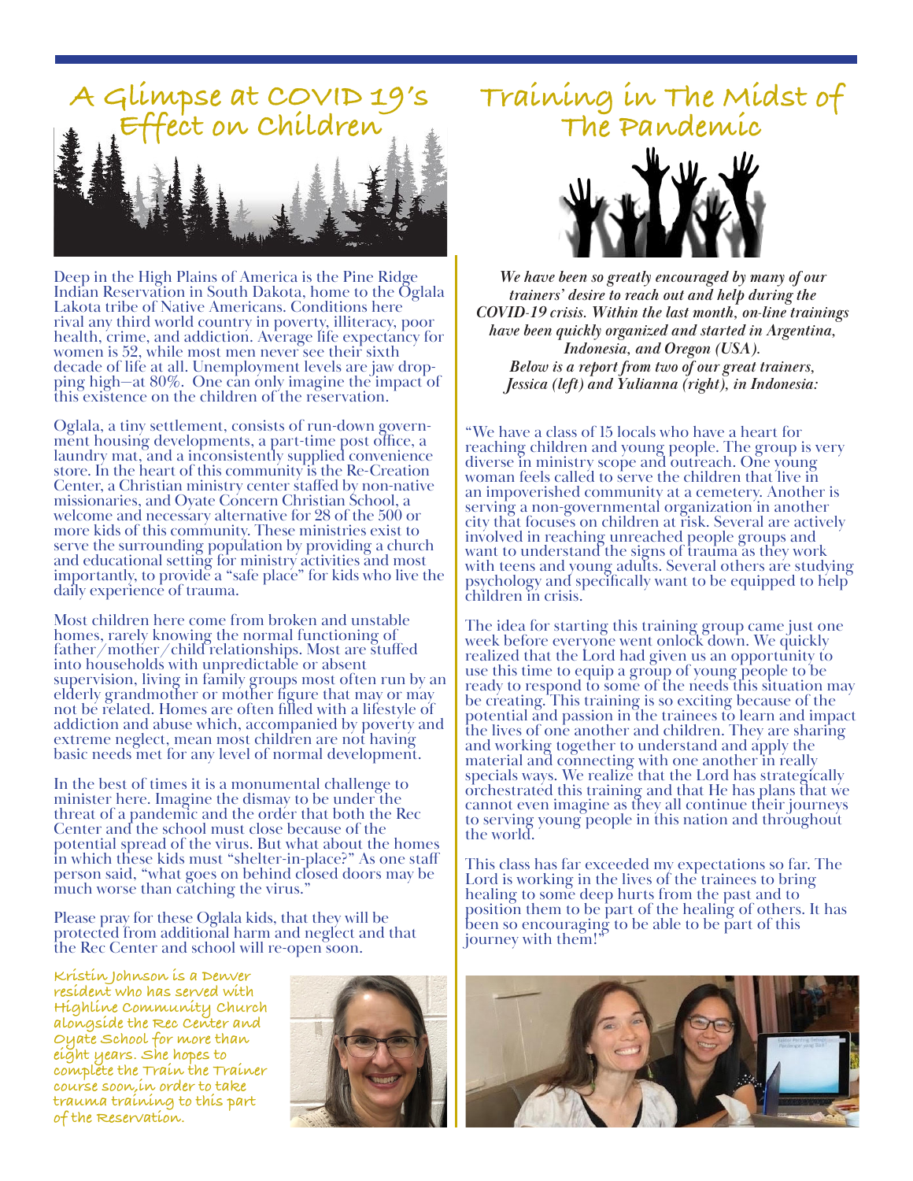# A Glimpse at COVID 19's Effect on Children

Deep in the High Plains of America is the Pine Ridge Indian Reservation in South Dakota, home to the Oglala Lakota tribe of Native Americans. Conditions here rival any third world country in poverty, illiteracy, poor health, crime, and addiction. Average life expectancy for women is 52, while most men never see their sixth decade of life at all. Unemployment levels are jaw dropping high—at 80%. One can only imagine the impact of this existence on the children of the reservation.

Oglala, a tiny settlement, consists of run-down government housing developments, a part-time post office, a laundry mat, and a inconsistently supplied convenience store. In the heart of this community is the Re-Creation Center, a Christian ministry center staffed by non-native missionaries, and Oyate Concern Christian School, a welcome and necessary alternative for 28 of the 500 or more kids of this community. These ministries exist to serve the surrounding population by providing a church and educational setting for ministry activities and most importantly, to provide a "safe place" for kids who live the daily experience of trauma.

Most children here come from broken and unstable homes, rarely knowing the normal functioning of father/mother/child relationships. Most are stuffed into households with unpredictable or absent supervision, living in family groups most often run by an elderly grandmother or mother figure that may or may not be related. Homes are often filled with a lifestyle of addiction and abuse which, accompanied by poverty and extreme neglect, mean most children are not having basic needs met for any level of normal development.

In the best of times it is a monumental challenge to minister here. Imagine the dismay to be under the threat of a pandemic and the order that both the Rec Center and the school must close because of the potential spread of the virus. But what about the homes in which these kids must "shelter-in-place?" As one staff person said, "what goes on behind closed doors may be much worse than catching the virus."

Please pray for these Oglala kids, that they will be protected from additional harm and neglect and that the Rec Center and school will re-open soon.

**Kristin Johnson is a Denver resident who has served with Highline Community Church alongside the Rec Center and Oyate School for more than eight years. She hopes to complete the Train the Trainer course soon,in order to take trauma training to this part of the Reservation.**

# Training in The Midst of The Pandemic

*We have been so greatly encouraged by many of our trainers' desire to reach out and help during the COVID-19 crisis. Within the last month, on-line trainings have been quickly organized and started in Argentina, Indonesia, and Oregon (USA). Below is a report from two of our great trainers, Jessica (left) and Yulianna (right), in Indonesia:*

"We have a class of 15 locals who have a heart for reaching children and young people. The group is very diverse in ministry scope and outreach. One young woman feels called to serve the children that live in an impoverished community at a cemetery. Another is serving a non-governmental organization in another city that focuses on children at risk. Several are actively involved in reaching unreached people groups and want to understand the signs of trauma as they work with teens and young adults. Several others are studying psychology and specifically want to be equipped to help children in crisis.

The idea for starting this training group came just one week before everyone went onlock down. We quickly realized that the Lord had given us an opportunity to use this time to equip a group of young people to be ready to respond to some of the needs this situation may be creating. This training is so exciting because of the potential and passion in the trainees to learn and impact the lives of one another and children. They are sharing and working together to understand and apply the material and connecting with one another in really specials ways. We realize that the Lord has strategically orchestrated this training and that He has plans that we cannot even imagine as they all continue their journeys to serving young people in this nation and throughout the world.

This class has far exceeded my expectations so far. The Lord is working in the lives of the trainees to bring healing to some deep hurts from the past and to position them to be part of the healing of others. It has been so encouraging to be able to be part of this journey with them!"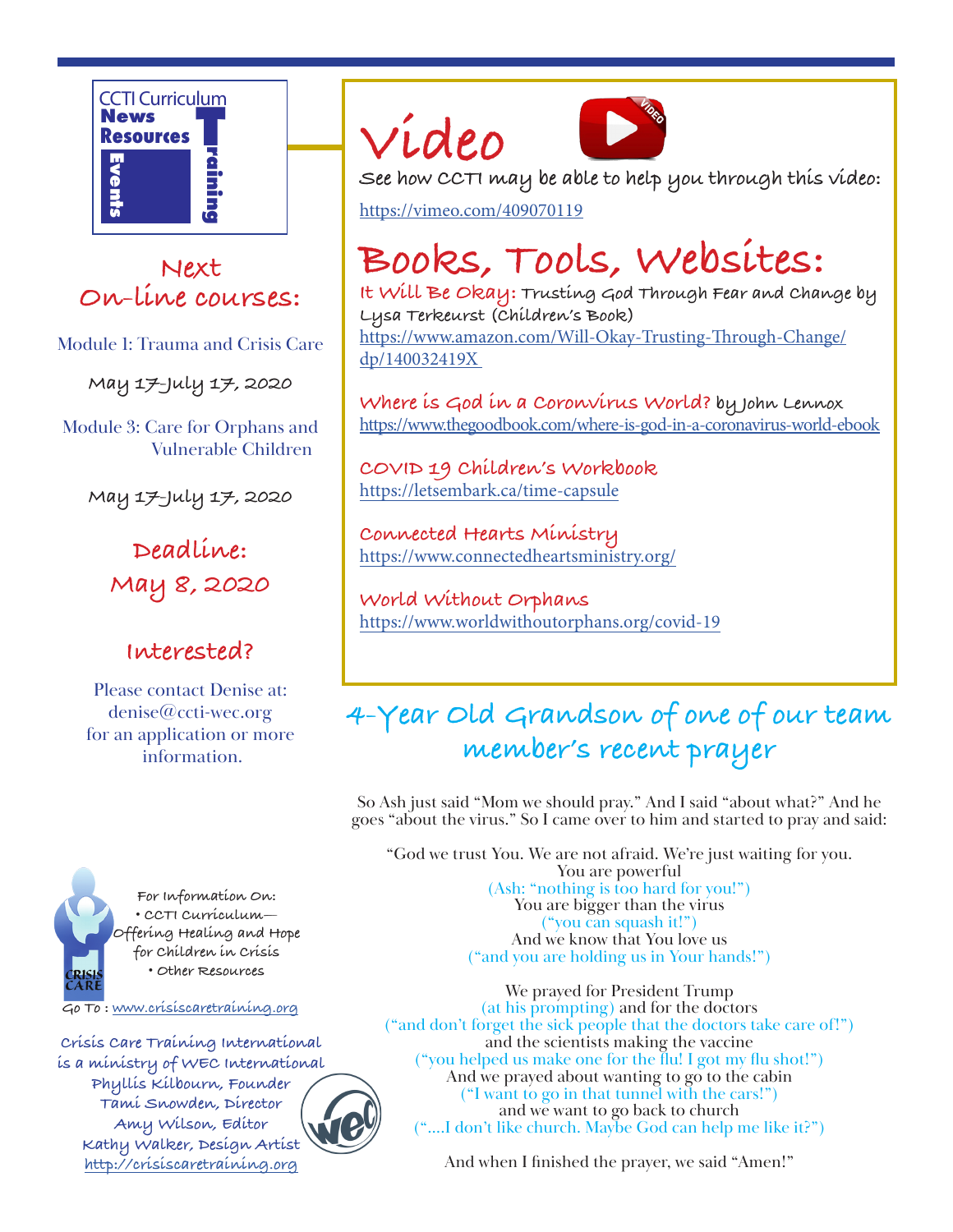CCTI Curriculum
News
Resources
Events
Training

## Next On-line courses:

Module 1: Trauma and Crisis Care

May 17-July 17, 2020

Module 3: Care for Orphans and Vulnerable Children

May 17-July 17, 2020

### Deadline: May 8, 2020

### Interested?

Please contact Denise at: denise@ccti-wec.org for an application or more information.

# Video

See how CCTI may be able to help you through this video:

https://vimeo.com/409070119

# Books, Tools, Websites:

**It Will Be Okay:** Trusting God Through Fear and Change by Lysa Terkeurst (Children's Book)
https://www.amazon.com/Will-Okay-Trusting-Through-Change/dp/140032419X

**Where is God in a Coronvirus World?** by John Lennox
https://www.thegoodbook.com/where-is-god-in-a-coronavirus-world-ebook

**COVID 19 Children's Workbook**
https://letsembark.ca/time-capsule

**Connected Hearts Ministry**
https://www.connectedheartsministry.org/

**World Without Orphans**
https://www.worldwithoutorphans.org/covid-19

## 4-Year Old Grandson of one of our team member's recent prayer

So Ash just said "Mom we should pray." And I said "about what?" And he goes "about the virus." So I came over to him and started to pray and said:

"God we trust You. We are not afraid. We're just waiting for you.
You are powerful
(Ash: "nothing is too hard for you!")
You are bigger than the virus
("you can squash it!")
And we know that You love us
("and you are holding us in Your hands!")

We prayed for President Trump
(at his prompting) and for the doctors
("and don't forget the sick people that the doctors take care of!")
and the scientists making the vaccine
("you helped us make one for the flu! I got my flu shot!")
And we prayed about wanting to go to the cabin
("I want to go in that tunnel with the cars!")
and we want to go back to church
("....I don't like church. Maybe God can help me like it?")

And when I finished the prayer, we said "Amen!"

CRISIS CARE

For Information On:
- CCTI Curriculum—Offering Healing and Hope for Children in Crisis
- Other Resources

Go To : www.crisiscaretraining.org

Crisis Care Training International is a ministry of WEC International
Phyllis Kilbourn, Founder
Tami Snowden, Director
Amy Wilson, Editor
Kathy Walker, Design Artist
http://crisiscaretraining.org